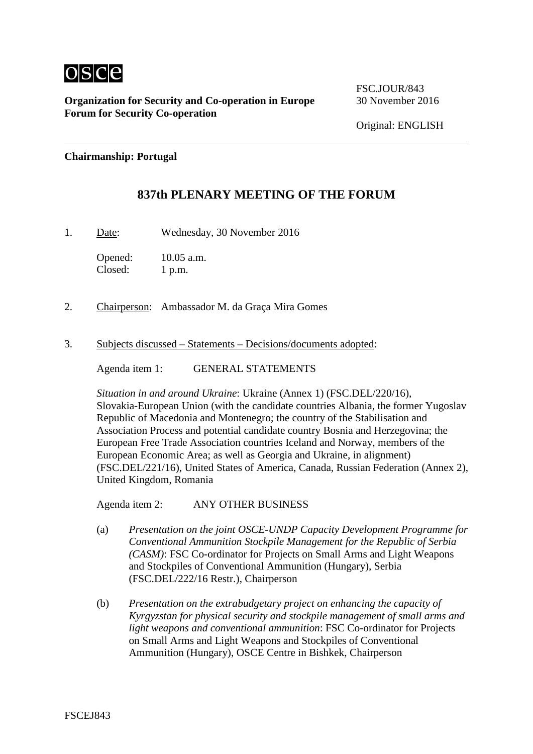osce

**Organization for Security and Co-operation in Europe**
**Forum for Security Co-operation**

FSC.JOUR/843
30 November 2016

Original: ENGLISH

---

**Chairmanship: Portugal**

# 837th PLENARY MEETING OF THE FORUM

1. Date: Wednesday, 30 November 2016

   Opened: 10.05 a.m.
   Closed: 1 p.m.

2. Chairperson: Ambassador M. da Graça Mira Gomes

3. Subjects discussed – Statements – Decisions/documents adopted:

   Agenda item 1: GENERAL STATEMENTS

   *Situation in and around Ukraine*: Ukraine (Annex 1) (FSC.DEL/220/16), Slovakia-European Union (with the candidate countries Albania, the former Yugoslav Republic of Macedonia and Montenegro; the country of the Stabilisation and Association Process and potential candidate country Bosnia and Herzegovina; the European Free Trade Association countries Iceland and Norway, members of the European Economic Area; as well as Georgia and Ukraine, in alignment) (FSC.DEL/221/16), United States of America, Canada, Russian Federation (Annex 2), United Kingdom, Romania

   Agenda item 2: ANY OTHER BUSINESS

   (a) *Presentation on the joint OSCE-UNDP Capacity Development Programme for Conventional Ammunition Stockpile Management for the Republic of Serbia (CASM)*: FSC Co-ordinator for Projects on Small Arms and Light Weapons and Stockpiles of Conventional Ammunition (Hungary), Serbia (FSC.DEL/222/16 Restr.), Chairperson

   (b) *Presentation on the extrabudgetary project on enhancing the capacity of Kyrgyzstan for physical security and stockpile management of small arms and light weapons and conventional ammunition*: FSC Co-ordinator for Projects on Small Arms and Light Weapons and Stockpiles of Conventional Ammunition (Hungary), OSCE Centre in Bishkek, Chairperson

FSCEJ843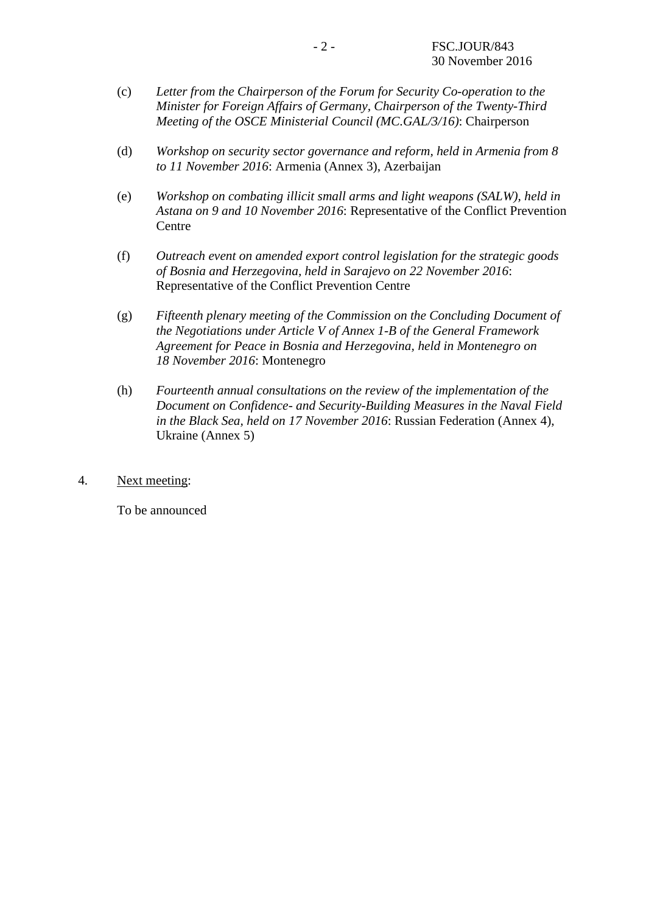(c) *Letter from the Chairperson of the Forum for Security Co-operation to the Minister for Foreign Affairs of Germany, Chairperson of the Twenty-Third Meeting of the OSCE Ministerial Council (MC.GAL/3/16)*: Chairperson

(d) *Workshop on security sector governance and reform, held in Armenia from 8 to 11 November 2016*: Armenia (Annex 3), Azerbaijan

(e) *Workshop on combating illicit small arms and light weapons (SALW), held in Astana on 9 and 10 November 2016*: Representative of the Conflict Prevention Centre

(f) *Outreach event on amended export control legislation for the strategic goods of Bosnia and Herzegovina, held in Sarajevo on 22 November 2016*: Representative of the Conflict Prevention Centre

(g) *Fifteenth plenary meeting of the Commission on the Concluding Document of the Negotiations under Article V of Annex 1-B of the General Framework Agreement for Peace in Bosnia and Herzegovina, held in Montenegro on 18 November 2016*: Montenegro

(h) *Fourteenth annual consultations on the review of the implementation of the Document on Confidence- and Security-Building Measures in the Naval Field in the Black Sea, held on 17 November 2016*: Russian Federation (Annex 4), Ukraine (Annex 5)

4. Next meeting:

To be announced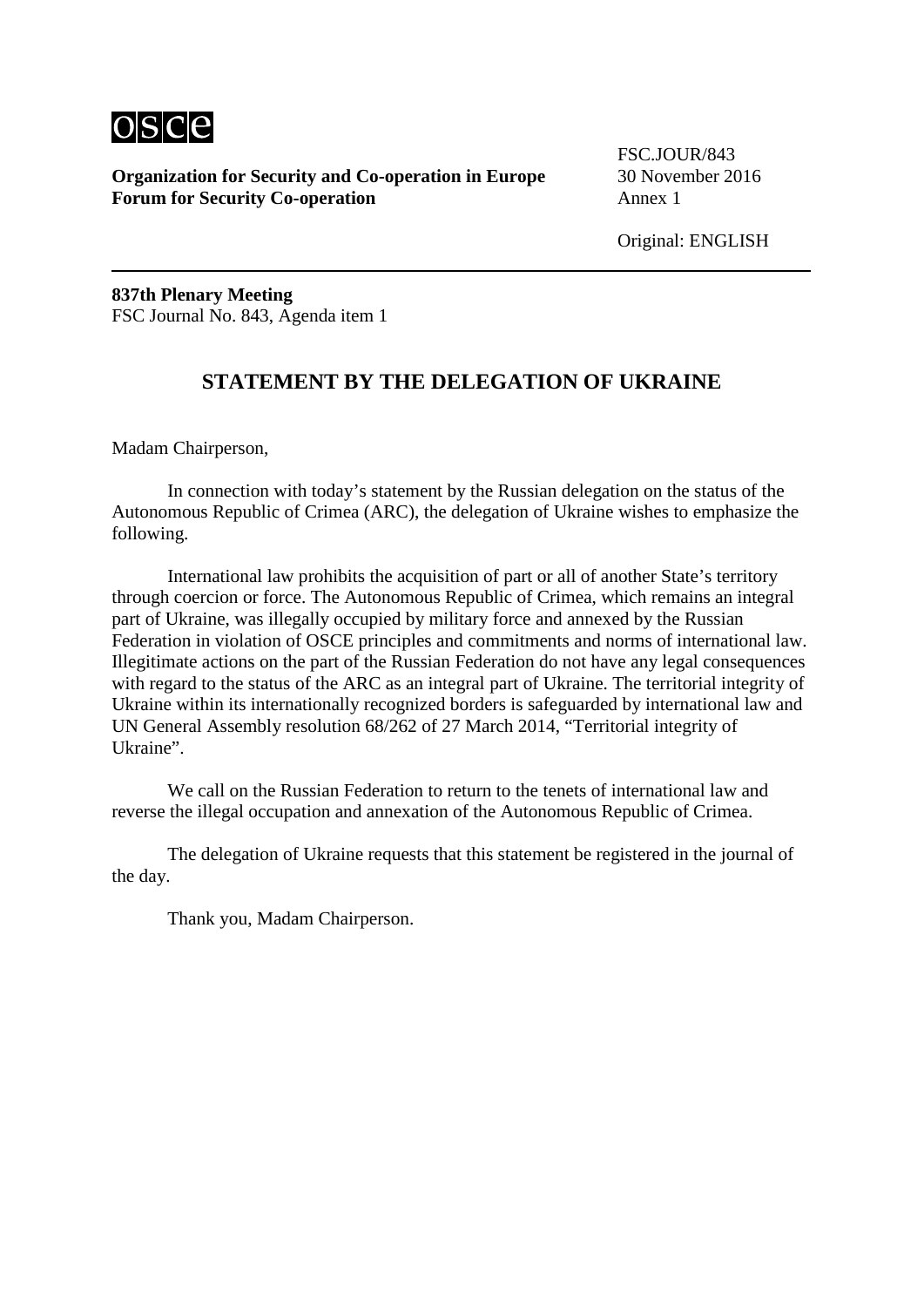**Organization for Security and Co-operation in Europe**
**Forum for Security Co-operation**

FSC.JOUR/843
30 November 2016
Annex 1

Original: ENGLISH

**837th Plenary Meeting**
FSC Journal No. 843, Agenda item 1

## STATEMENT BY THE DELEGATION OF UKRAINE

Madam Chairperson,

In connection with today's statement by the Russian delegation on the status of the Autonomous Republic of Crimea (ARC), the delegation of Ukraine wishes to emphasize the following.

International law prohibits the acquisition of part or all of another State's territory through coercion or force. The Autonomous Republic of Crimea, which remains an integral part of Ukraine, was illegally occupied by military force and annexed by the Russian Federation in violation of OSCE principles and commitments and norms of international law. Illegitimate actions on the part of the Russian Federation do not have any legal consequences with regard to the status of the ARC as an integral part of Ukraine. The territorial integrity of Ukraine within its internationally recognized borders is safeguarded by international law and UN General Assembly resolution 68/262 of 27 March 2014, "Territorial integrity of Ukraine".

We call on the Russian Federation to return to the tenets of international law and reverse the illegal occupation and annexation of the Autonomous Republic of Crimea.

The delegation of Ukraine requests that this statement be registered in the journal of the day.

Thank you, Madam Chairperson.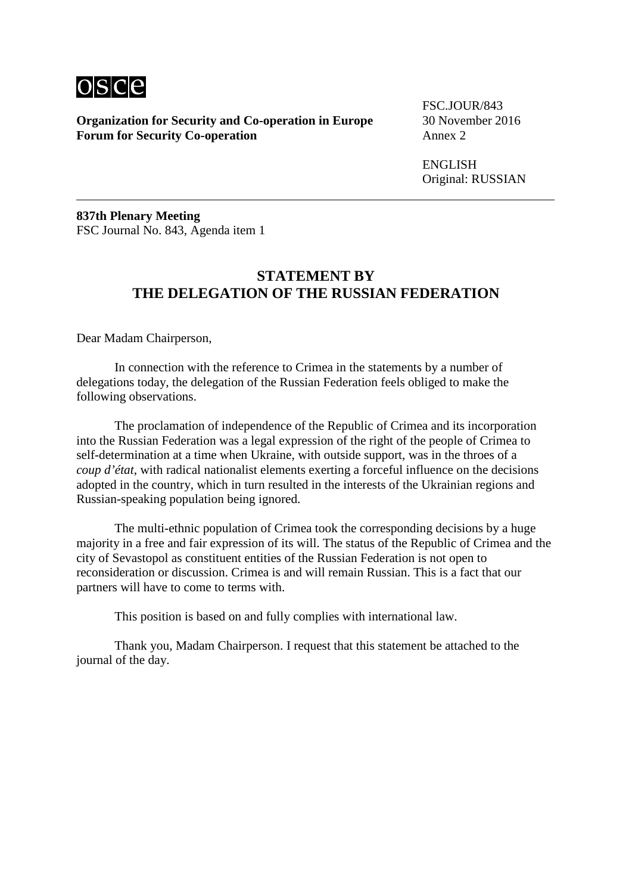**Organization for Security and Co-operation in Europe**
**Forum for Security Co-operation**

FSC.JOUR/843
30 November 2016
Annex 2

ENGLISH
Original: RUSSIAN

**837th Plenary Meeting**
FSC Journal No. 843, Agenda item 1

## STATEMENT BY THE DELEGATION OF THE RUSSIAN FEDERATION

Dear Madam Chairperson,

In connection with the reference to Crimea in the statements by a number of delegations today, the delegation of the Russian Federation feels obliged to make the following observations.

The proclamation of independence of the Republic of Crimea and its incorporation into the Russian Federation was a legal expression of the right of the people of Crimea to self-determination at a time when Ukraine, with outside support, was in the throes of a *coup d'état*, with radical nationalist elements exerting a forceful influence on the decisions adopted in the country, which in turn resulted in the interests of the Ukrainian regions and Russian-speaking population being ignored.

The multi-ethnic population of Crimea took the corresponding decisions by a huge majority in a free and fair expression of its will. The status of the Republic of Crimea and the city of Sevastopol as constituent entities of the Russian Federation is not open to reconsideration or discussion. Crimea is and will remain Russian. This is a fact that our partners will have to come to terms with.

This position is based on and fully complies with international law.

Thank you, Madam Chairperson. I request that this statement be attached to the journal of the day.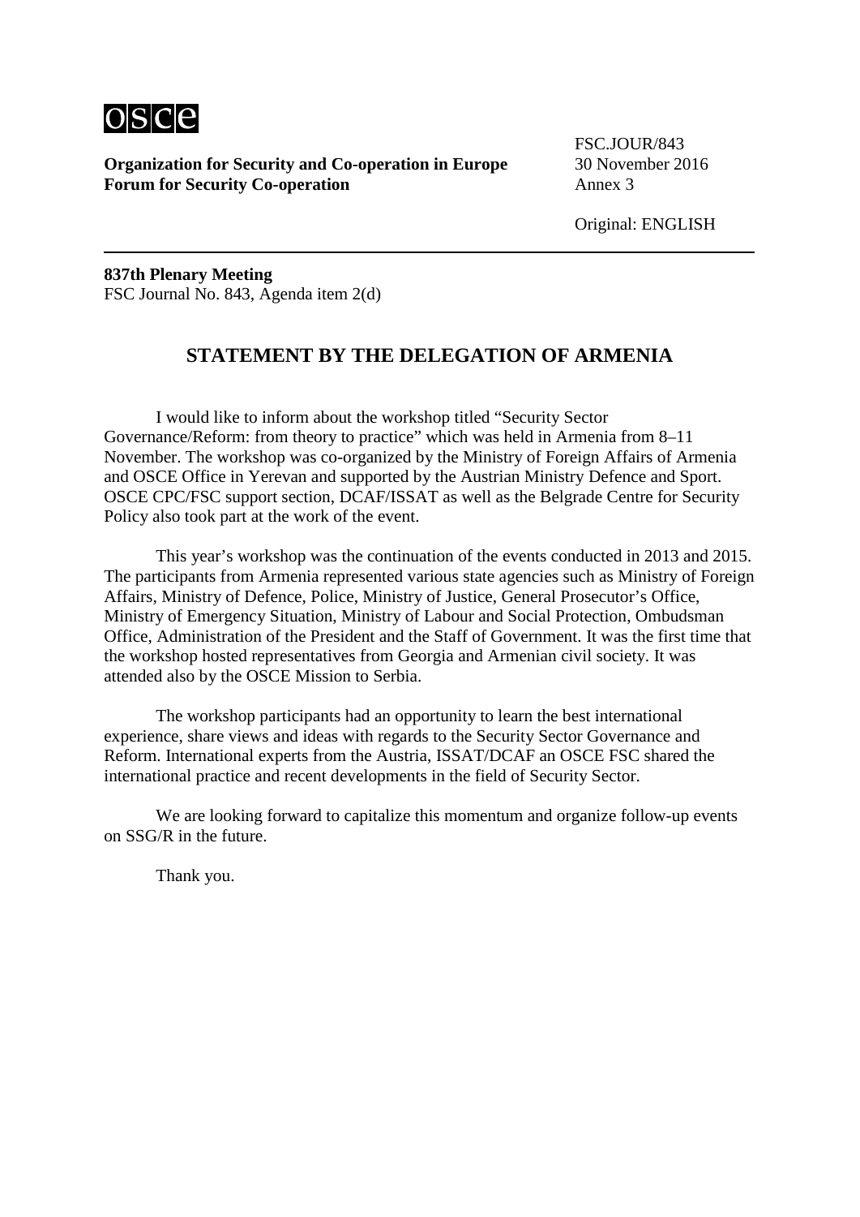**Organization for Security and Co-operation in Europe**
**Forum for Security Co-operation**

FSC.JOUR/843
30 November 2016
Annex 3

Original: ENGLISH

**837th Plenary Meeting**
FSC Journal No. 843, Agenda item 2(d)

## STATEMENT BY THE DELEGATION OF ARMENIA

I would like to inform about the workshop titled "Security Sector Governance/Reform: from theory to practice" which was held in Armenia from 8–11 November. The workshop was co-organized by the Ministry of Foreign Affairs of Armenia and OSCE Office in Yerevan and supported by the Austrian Ministry Defence and Sport. OSCE CPC/FSC support section, DCAF/ISSAT as well as the Belgrade Centre for Security Policy also took part at the work of the event.

This year's workshop was the continuation of the events conducted in 2013 and 2015. The participants from Armenia represented various state agencies such as Ministry of Foreign Affairs, Ministry of Defence, Police, Ministry of Justice, General Prosecutor's Office, Ministry of Emergency Situation, Ministry of Labour and Social Protection, Ombudsman Office, Administration of the President and the Staff of Government. It was the first time that the workshop hosted representatives from Georgia and Armenian civil society. It was attended also by the OSCE Mission to Serbia.

The workshop participants had an opportunity to learn the best international experience, share views and ideas with regards to the Security Sector Governance and Reform. International experts from the Austria, ISSAT/DCAF an OSCE FSC shared the international practice and recent developments in the field of Security Sector.

We are looking forward to capitalize this momentum and organize follow-up events on SSG/R in the future.

Thank you.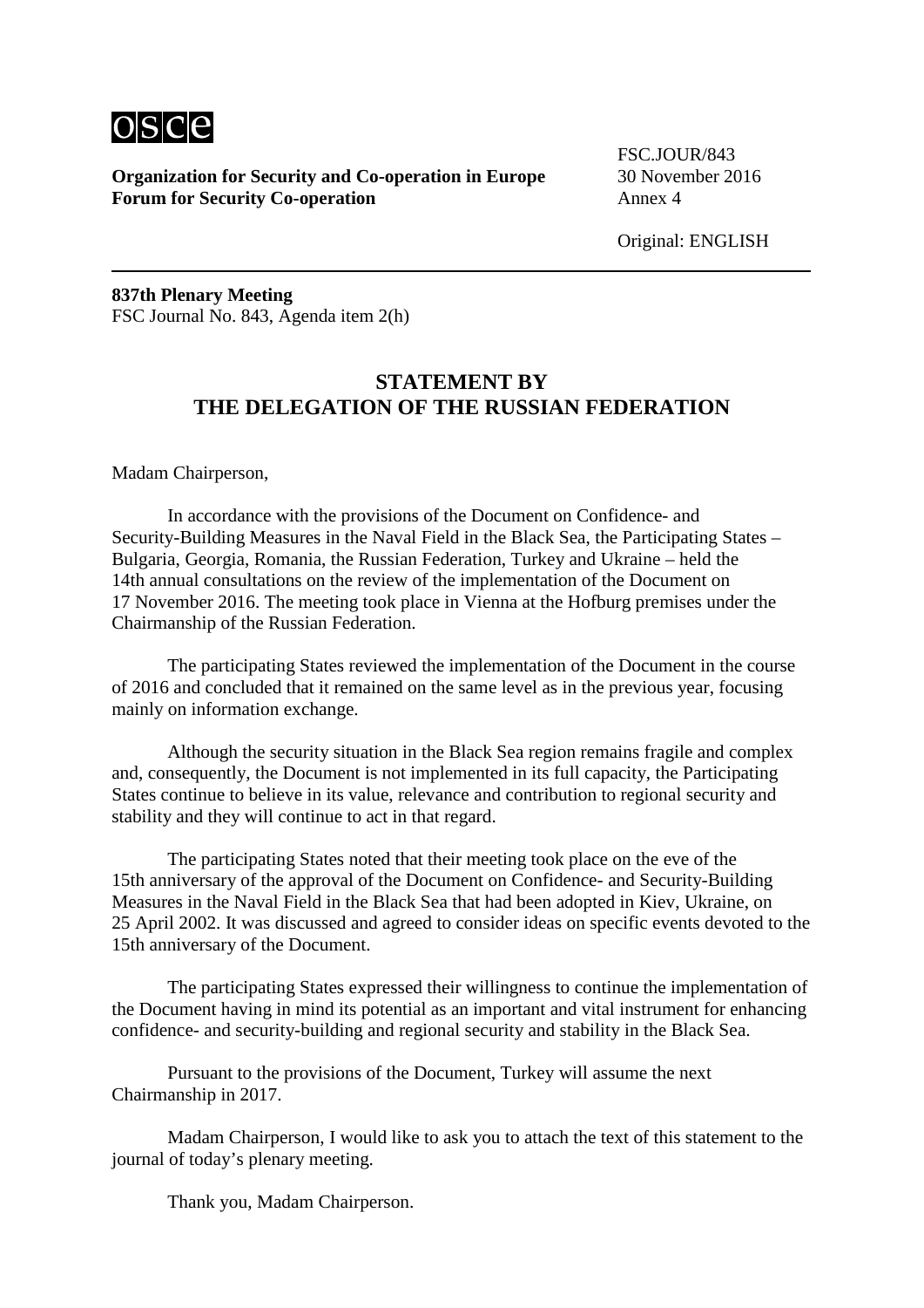**Organization for Security and Co-operation in Europe**
**Forum for Security Co-operation**

FSC.JOUR/843
30 November 2016
Annex 4

Original: ENGLISH

**837th Plenary Meeting**
FSC Journal No. 843, Agenda item 2(h)

## STATEMENT BY THE DELEGATION OF THE RUSSIAN FEDERATION

Madam Chairperson,

In accordance with the provisions of the Document on Confidence- and Security-Building Measures in the Naval Field in the Black Sea, the Participating States – Bulgaria, Georgia, Romania, the Russian Federation, Turkey and Ukraine – held the 14th annual consultations on the review of the implementation of the Document on 17 November 2016. The meeting took place in Vienna at the Hofburg premises under the Chairmanship of the Russian Federation.

The participating States reviewed the implementation of the Document in the course of 2016 and concluded that it remained on the same level as in the previous year, focusing mainly on information exchange.

Although the security situation in the Black Sea region remains fragile and complex and, consequently, the Document is not implemented in its full capacity, the Participating States continue to believe in its value, relevance and contribution to regional security and stability and they will continue to act in that regard.

The participating States noted that their meeting took place on the eve of the 15th anniversary of the approval of the Document on Confidence- and Security-Building Measures in the Naval Field in the Black Sea that had been adopted in Kiev, Ukraine, on 25 April 2002. It was discussed and agreed to consider ideas on specific events devoted to the 15th anniversary of the Document.

The participating States expressed their willingness to continue the implementation of the Document having in mind its potential as an important and vital instrument for enhancing confidence- and security-building and regional security and stability in the Black Sea.

Pursuant to the provisions of the Document, Turkey will assume the next Chairmanship in 2017.

Madam Chairperson, I would like to ask you to attach the text of this statement to the journal of today's plenary meeting.

Thank you, Madam Chairperson.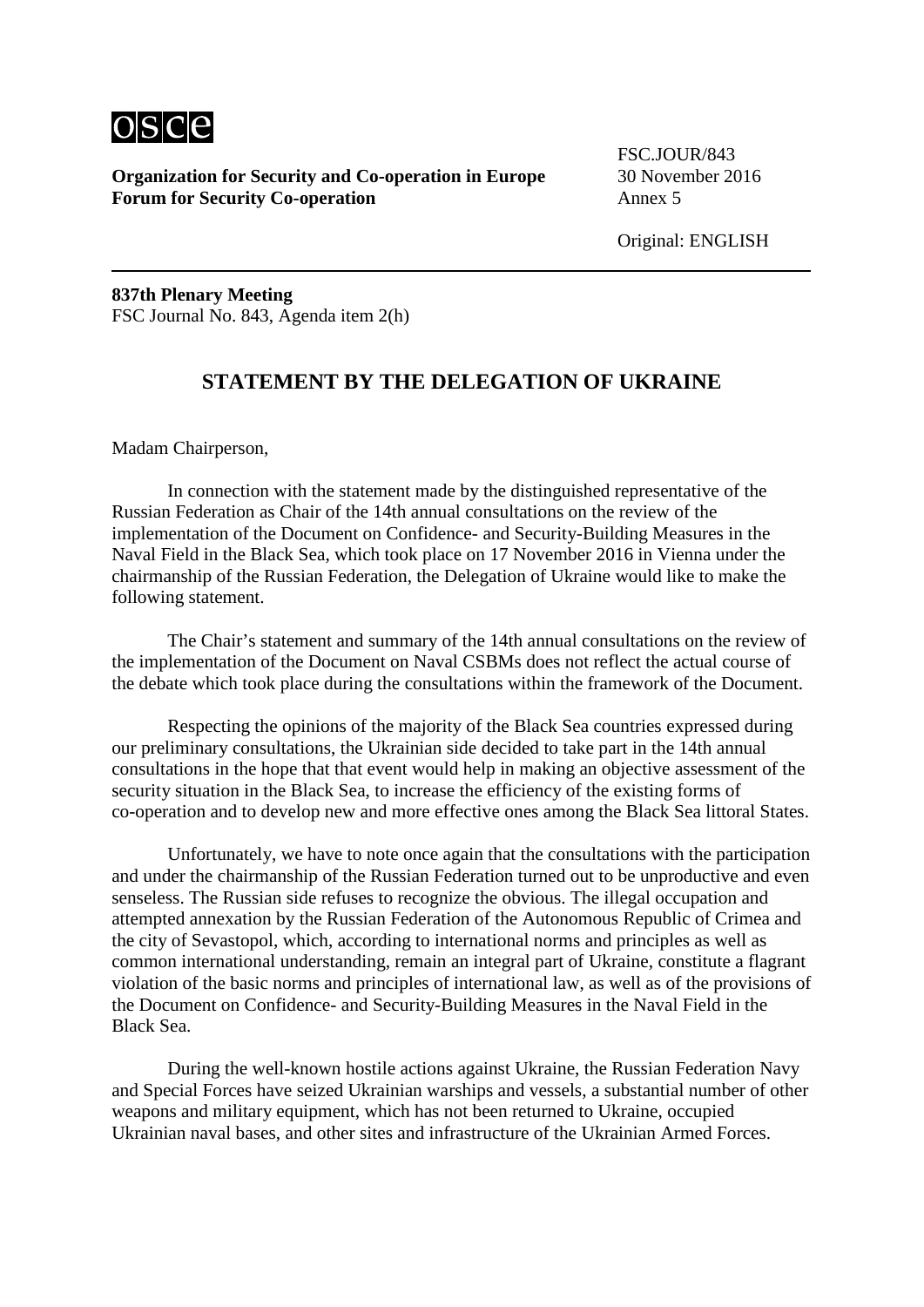**Organization for Security and Co-operation in Europe**
**Forum for Security Co-operation**

FSC.JOUR/843
30 November 2016
Annex 5

Original: ENGLISH

---

**837th Plenary Meeting**
FSC Journal No. 843, Agenda item 2(h)

## STATEMENT BY THE DELEGATION OF UKRAINE

Madam Chairperson,

In connection with the statement made by the distinguished representative of the Russian Federation as Chair of the 14th annual consultations on the review of the implementation of the Document on Confidence- and Security-Building Measures in the Naval Field in the Black Sea, which took place on 17 November 2016 in Vienna under the chairmanship of the Russian Federation, the Delegation of Ukraine would like to make the following statement.

The Chair's statement and summary of the 14th annual consultations on the review of the implementation of the Document on Naval CSBMs does not reflect the actual course of the debate which took place during the consultations within the framework of the Document.

Respecting the opinions of the majority of the Black Sea countries expressed during our preliminary consultations, the Ukrainian side decided to take part in the 14th annual consultations in the hope that that event would help in making an objective assessment of the security situation in the Black Sea, to increase the efficiency of the existing forms of co-operation and to develop new and more effective ones among the Black Sea littoral States.

Unfortunately, we have to note once again that the consultations with the participation and under the chairmanship of the Russian Federation turned out to be unproductive and even senseless. The Russian side refuses to recognize the obvious. The illegal occupation and attempted annexation by the Russian Federation of the Autonomous Republic of Crimea and the city of Sevastopol, which, according to international norms and principles as well as common international understanding, remain an integral part of Ukraine, constitute a flagrant violation of the basic norms and principles of international law, as well as of the provisions of the Document on Confidence- and Security-Building Measures in the Naval Field in the Black Sea.

During the well-known hostile actions against Ukraine, the Russian Federation Navy and Special Forces have seized Ukrainian warships and vessels, a substantial number of other weapons and military equipment, which has not been returned to Ukraine, occupied Ukrainian naval bases, and other sites and infrastructure of the Ukrainian Armed Forces.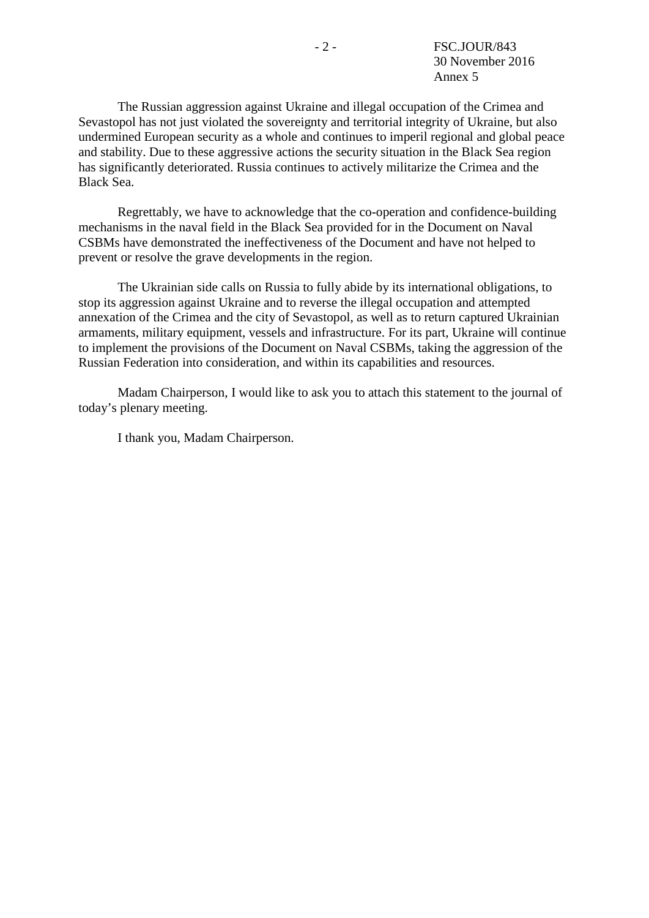The Russian aggression against Ukraine and illegal occupation of the Crimea and Sevastopol has not just violated the sovereignty and territorial integrity of Ukraine, but also undermined European security as a whole and continues to imperil regional and global peace and stability. Due to these aggressive actions the security situation in the Black Sea region has significantly deteriorated. Russia continues to actively militarize the Crimea and the Black Sea.

Regrettably, we have to acknowledge that the co-operation and confidence-building mechanisms in the naval field in the Black Sea provided for in the Document on Naval CSBMs have demonstrated the ineffectiveness of the Document and have not helped to prevent or resolve the grave developments in the region.

The Ukrainian side calls on Russia to fully abide by its international obligations, to stop its aggression against Ukraine and to reverse the illegal occupation and attempted annexation of the Crimea and the city of Sevastopol, as well as to return captured Ukrainian armaments, military equipment, vessels and infrastructure. For its part, Ukraine will continue to implement the provisions of the Document on Naval CSBMs, taking the aggression of the Russian Federation into consideration, and within its capabilities and resources.

Madam Chairperson, I would like to ask you to attach this statement to the journal of today's plenary meeting.

I thank you, Madam Chairperson.